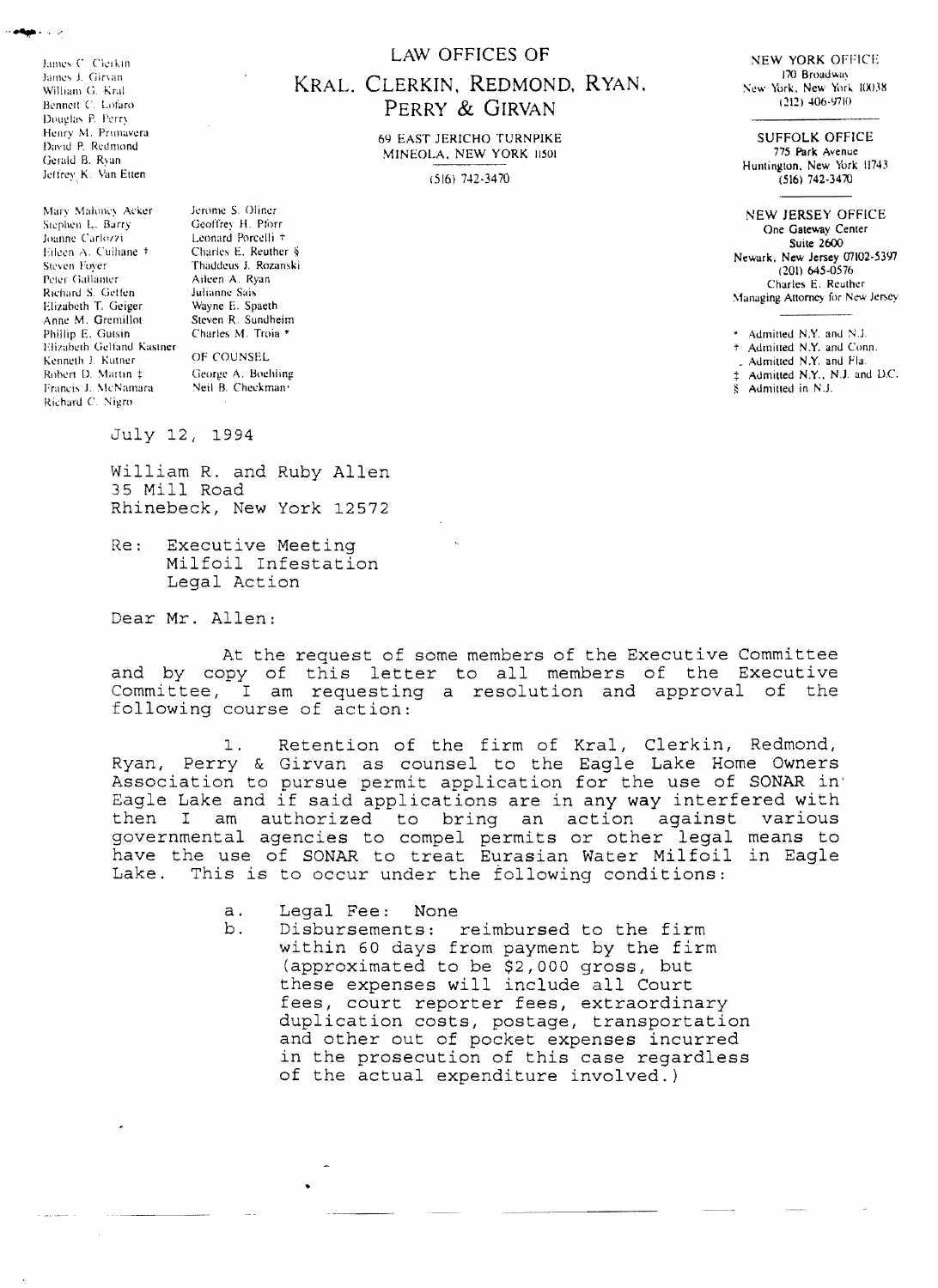James C. Clerkin
James J. Girvan
William G. Kral
Bennett C. Lofaro
Douglas P. Perry
Henry M. Primavera
David P. Redmond
Gerald B. Ryan
Jeffrey K. Van Etten

Mary Maloney Acker
Stephen L. Barry
Joanne Carlozzi
Eileen A. Cuihane †
Steven Foyer
Peter Gallanter
Richard S. Getten
Elizabeth T. Geiger
Anne M. Gremillot
Phillip E. Gutsin
Elizabeth Gelfand Kastner
Kenneth J. Kutner
Robert D. Martin ‡
Francis J. McNamara
Richard C. Nigro

Jerome S. Oliner
Geoffrey H. Pforr
Leonard Porcelli †
Charles E. Reuther §
Thaddeus J. Rozanski
Aileen A. Ryan
Julianne Sais
Wayne E. Spaeth
Steven R. Sundheim
Charles M. Troia *

OF COUNSEL
George A. Boehling
Neil B. Checkman

# LAW OFFICES OF
# KRAL, CLERKIN, REDMOND, RYAN, PERRY & GIRVAN

69 EAST JERICHO TURNPIKE
MINEOLA, NEW YORK 11501
(516) 742-3470

NEW YORK OFFICE
170 Broadway
New York, New York 10038
(212) 406-9710

SUFFOLK OFFICE
775 Park Avenue
Huntington, New York 11743
(516) 742-3470

NEW JERSEY OFFICE
One Gateway Center
Suite 2600
Newark, New Jersey 07102-5397
(201) 645-0576
Charles E. Reuther
Managing Attorney for New Jersey

\* Admitted N.Y. and N.J.
† Admitted N.Y. and Conn.
. Admitted N.Y. and Fla.
‡ Admitted N.Y., N.J. and D.C.
§ Admitted in N.J.

July 12, 1994

William R. and Ruby Allen
35 Mill Road
Rhinebeck, New York 12572

Re: Executive Meeting
Milfoil Infestation
Legal Action

Dear Mr. Allen:

At the request of some members of the Executive Committee and by copy of this letter to all members of the Executive Committee, I am requesting a resolution and approval of the following course of action:

1. Retention of the firm of Kral, Clerkin, Redmond, Ryan, Perry & Girvan as counsel to the Eagle Lake Home Owners Association to pursue permit application for the use of SONAR in Eagle Lake and if said applications are in any way interfered with then I am authorized to bring an action against various governmental agencies to compel permits or other legal means to have the use of SONAR to treat Eurasian Water Milfoil in Eagle Lake. This is to occur under the following conditions:

   a. Legal Fee: None
   b. Disbursements: reimbursed to the firm within 60 days from payment by the firm (approximated to be $2,000 gross, but these expenses will include all Court fees, court reporter fees, extraordinary duplication costs, postage, transportation and other out of pocket expenses incurred in the prosecution of this case regardless of the actual expenditure involved.)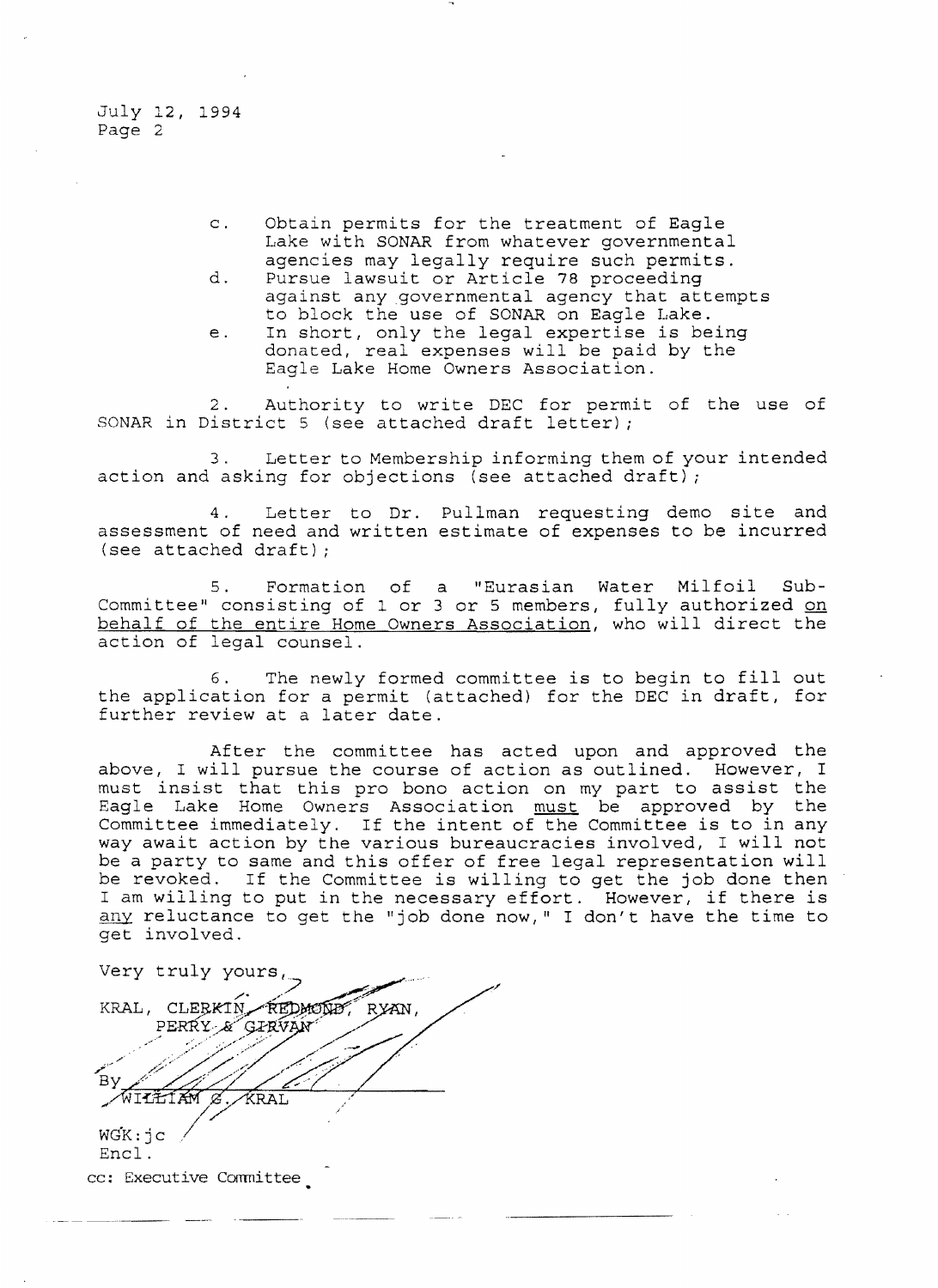July 12, 1994
Page 2

c. Obtain permits for the treatment of Eagle Lake with SONAR from whatever governmental agencies may legally require such permits.

d. Pursue lawsuit or Article 78 proceeding against any governmental agency that attempts to block the use of SONAR on Eagle Lake.

e. In short, only the legal expertise is being donated, real expenses will be paid by the Eagle Lake Home Owners Association.

2. Authority to write DEC for permit of the use of SONAR in District 5 (see attached draft letter);

3. Letter to Membership informing them of your intended action and asking for objections (see attached draft);

4. Letter to Dr. Pullman requesting demo site and assessment of need and written estimate of expenses to be incurred (see attached draft);

5. Formation of a "Eurasian Water Milfoil Sub-Committee" consisting of 1 or 3 or 5 members, fully authorized <u>on behalf of the entire Home Owners Association</u>, who will direct the action of legal counsel.

6. The newly formed committee is to begin to fill out the application for a permit (attached) for the DEC in draft, for further review at a later date.

After the committee has acted upon and approved the above, I will pursue the course of action as outlined. However, I must insist that this pro bono action on my part to assist the Eagle Lake Home Owners Association <u>must</u> be approved by the Committee immediately. If the intent of the Committee is to in any way await action by the various bureaucracies involved, I will not be a party to same and this offer of free legal representation will be revoked. If the Committee is willing to get the job done then I am willing to put in the necessary effort. However, if there is <u>any</u> reluctance to get the "job done now," I don't have the time to get involved.

Very truly yours,

KRAL, CLERKIN, REDMOND, RYAN, PERRY & GIRVAN

By WILLIAM G. KRAL

WGK:jc
Encl.

cc: Executive Committee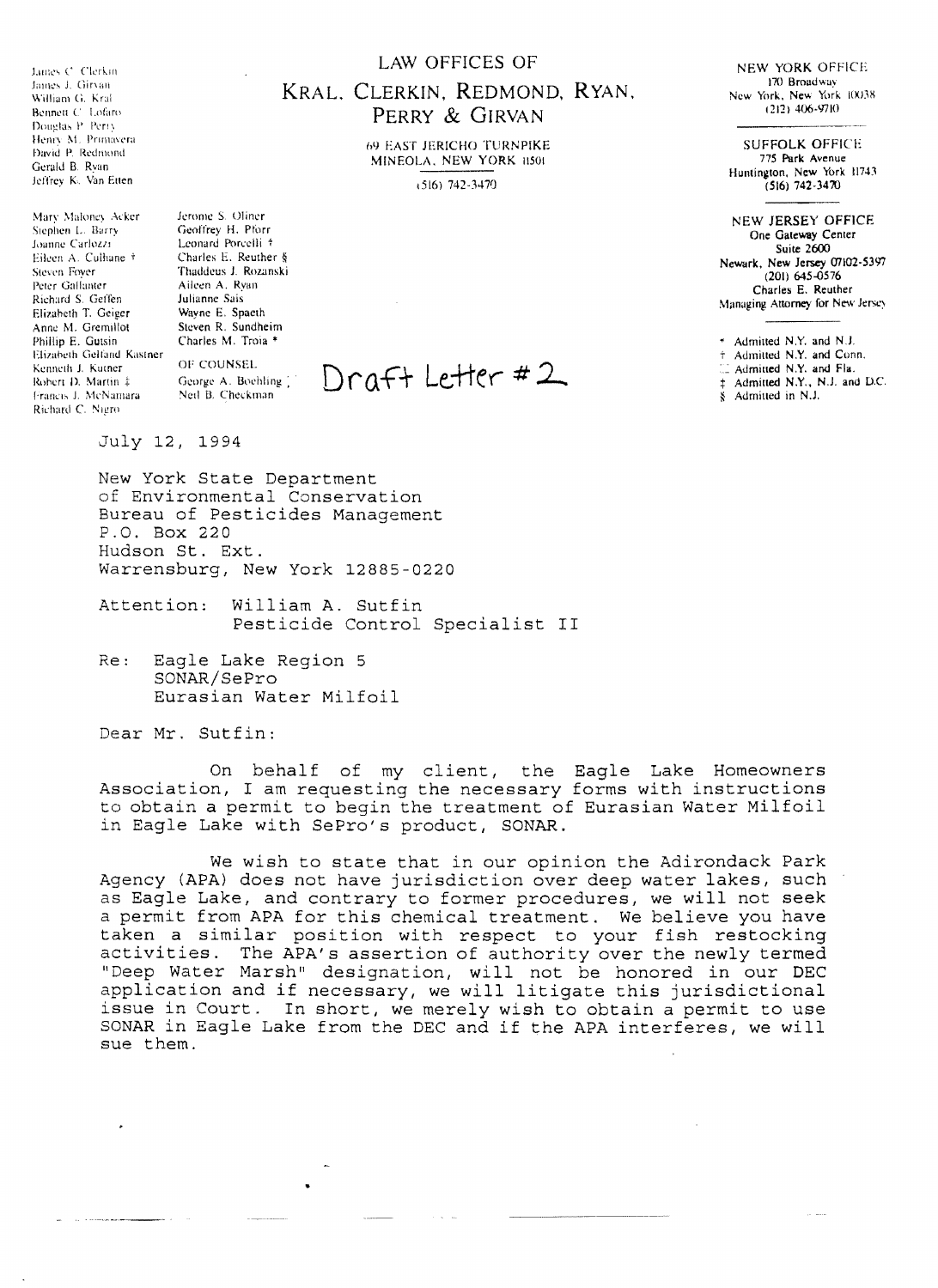James C. Clerkin
James J. Girvan
William G. Kral
Bennett C. Lofaro
Douglas P. Perry
Henry M. Primavera
David P. Redmond
Gerald B. Ryan
Jeffrey K. Van Etten

# LAW OFFICES OF
# KRAL, CLERKIN, REDMOND, RYAN, PERRY & GIRVAN

69 EAST JERICHO TURNPIKE
MINEOLA, NEW YORK 11501
(516) 742-3470

NEW YORK OFFICE
170 Broadway
New York, New York 10038
(212) 406-9710

SUFFOLK OFFICE
775 Park Avenue
Huntington, New York 11743
(516) 742-3470

NEW JERSEY OFFICE
One Gateway Center
Suite 2600
Newark, New Jersey 07102-5397
(201) 645-0576
Charles E. Reuther
Managing Attorney for New Jersey

Mary Maloney Acker
Stephen L. Barry
Joanne Carlozzi
Eileen A. Culhane †
Steven Foyer
Peter Gallanter
Richard S. Geffen
Elizabeth T. Geiger
Anne M. Gremillot
Phillip E. Gutsin
Elizabeth Gelfand Kastner
Kenneth J. Kutner
Robert D. Martin ‡
Francis J. McNamara
Richard C. Nigro

Jerome S. Oliner
Geoffrey H. Pforr
Leonard Porcelli †
Charles E. Reuther §
Thaddeus J. Rozanski
Aileen A. Ryan
Julianne Sais
Wayne E. Spaeth
Steven R. Sundheim
Charles M. Troia *

OF COUNSEL
George A. Boehling
Neil B. Checkman

* Admitted N.Y. and N.J.
† Admitted N.Y. and Conn.
Admitted N.Y. and Fla.
‡ Admitted N.Y., N.J. and D.C.
§ Admitted in N.J.

Draft Letter #2

July 12, 1994

New York State Department
of Environmental Conservation
Bureau of Pesticides Management
P.O. Box 220
Hudson St. Ext.
Warrensburg, New York 12885-0220

Attention: William A. Sutfin
Pesticide Control Specialist II

Re: Eagle Lake Region 5
SONAR/SePro
Eurasian Water Milfoil

Dear Mr. Sutfin:

On behalf of my client, the Eagle Lake Homeowners Association, I am requesting the necessary forms with instructions to obtain a permit to begin the treatment of Eurasian Water Milfoil in Eagle Lake with SePro's product, SONAR.

We wish to state that in our opinion the Adirondack Park Agency (APA) does not have jurisdiction over deep water lakes, such as Eagle Lake, and contrary to former procedures, we will not seek a permit from APA for this chemical treatment. We believe you have taken a similar position with respect to your fish restocking activities. The APA's assertion of authority over the newly termed "Deep Water Marsh" designation, will not be honored in our DEC application and if necessary, we will litigate this jurisdictional issue in Court. In short, we merely wish to obtain a permit to use SONAR in Eagle Lake from the DEC and if the APA interferes, we will sue them.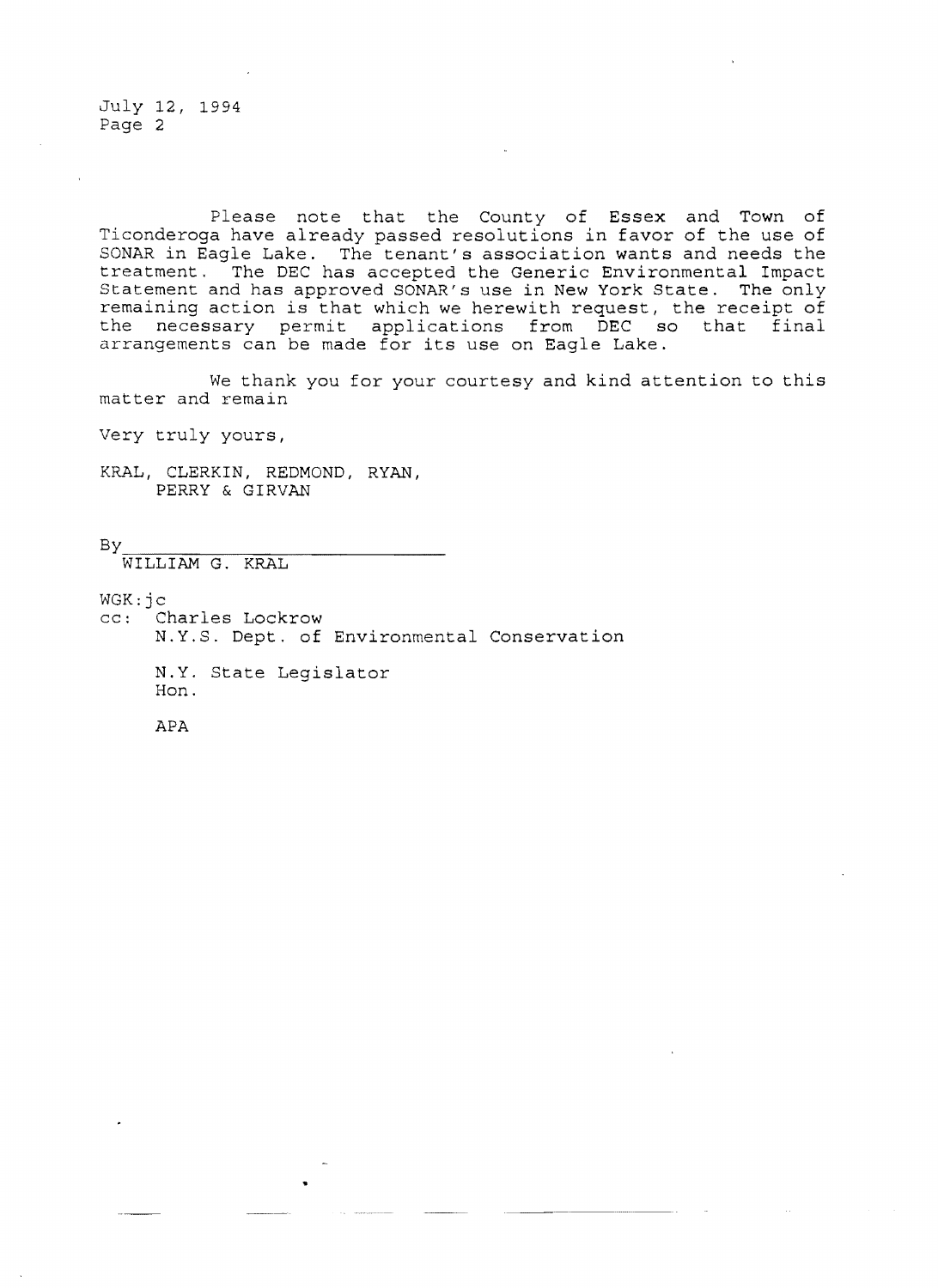July 12, 1994
Page 2

Please note that the County of Essex and Town of Ticonderoga have already passed resolutions in favor of the use of SONAR in Eagle Lake. The tenant's association wants and needs the treatment. The DEC has accepted the Generic Environmental Impact Statement and has approved SONAR's use in New York State. The only remaining action is that which we herewith request, the receipt of the necessary permit applications from DEC so that final arrangements can be made for its use on Eagle Lake.

We thank you for your courtesy and kind attention to this matter and remain

Very truly yours,

KRAL, CLERKIN, REDMOND, RYAN,
PERRY & GIRVAN

By\_\_\_\_\_\_\_\_\_\_\_\_\_\_\_\_\_\_\_\_\_\_\_\_\_\_\_\_
WILLIAM G. KRAL

WGK:jc
cc: Charles Lockrow
N.Y.S. Dept. of Environmental Conservation

N.Y. State Legislator
Hon.

APA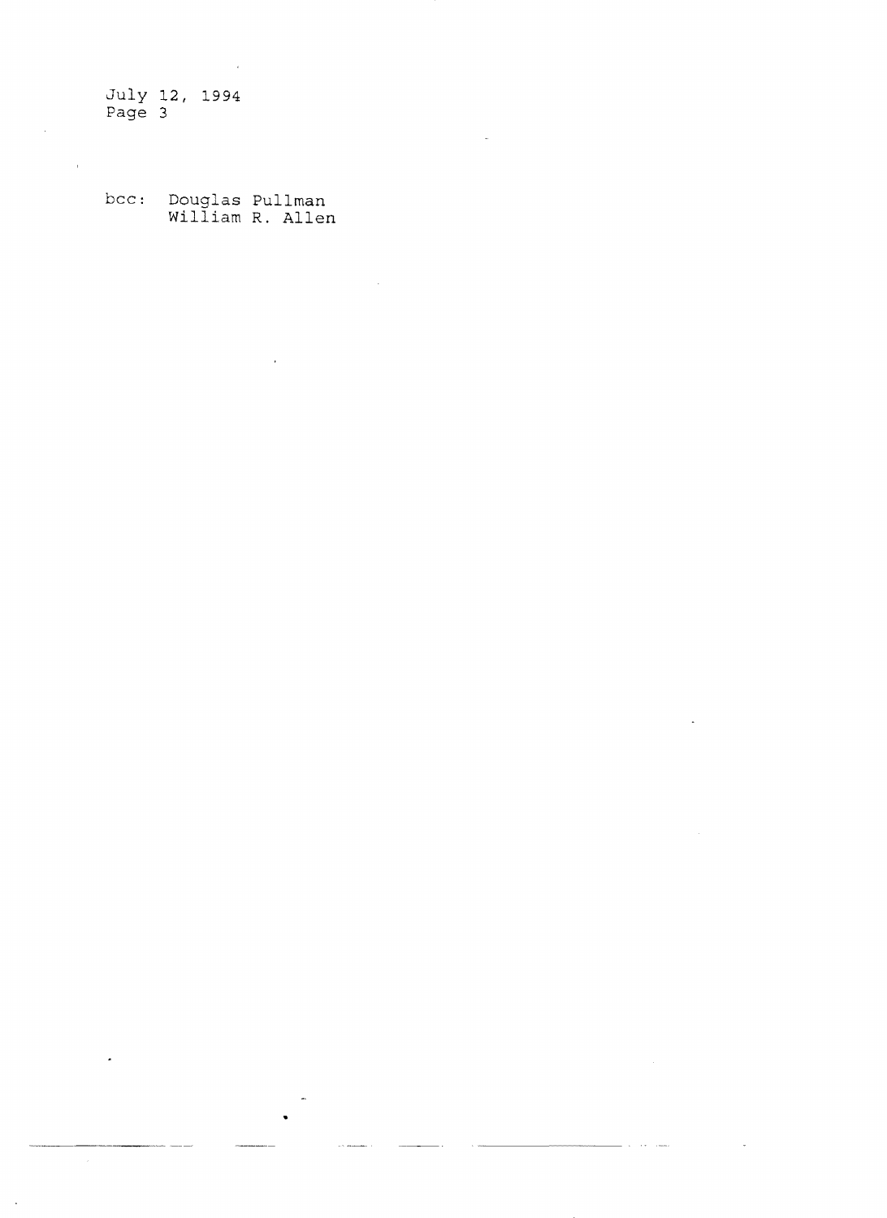bcc: Douglas Pullman
     William R. Allen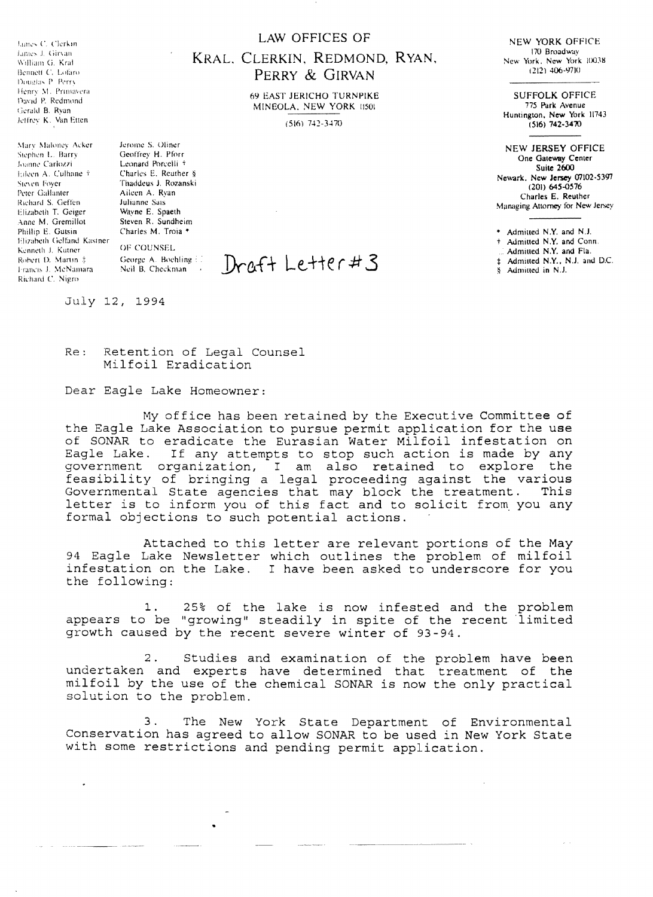# LAW OFFICES OF

# KRAL, CLERKIN, REDMOND, RYAN, PERRY & GIRVAN

69 EAST JERICHO TURNPIKE
MINEOLA, NEW YORK 11501

(516) 742-3470

James C. Clerkin
James J. Girvan
William G. Kral
Bennett C. Lofaro
Douglas P. Perry
Henry M. Primavera
David P. Redmond
Gerald B. Ryan
Jeffrey K. Van Etten

Mary Maloney Acker
Stephen L. Barry
Joanne Cariozzi
Eileen A. Culhane †
Steven Foyer
Peter Gallanter
Richard S. Geffen
Elizabeth T. Geiger
Anne M. Gremillot
Phillip E. Gutsin
Elizabeth Gelfand Kastner
Kenneth J. Kutner
Robert D. Martin ‡
Francis J. McNamara
Richard C. Nigro

Jerome S. Oliner
Geoffrey H. Pforr
Leonard Porcelli †
Charles E. Reuther §
Thaddeus J. Rozanski
Aileen A. Ryan
Julianne Sais
Wayne E. Spaeth
Steven R. Sundheim
Charles M. Troia *

OF COUNSEL
George A. Boehling
Neil B. Checkman

NEW YORK OFFICE
170 Broadway
New York, New York 10038
(212) 406-9710

SUFFOLK OFFICE
775 Park Avenue
Huntington, New York 11743
(516) 742-3470

NEW JERSEY OFFICE
One Gateway Center
Suite 2600
Newark, New Jersey 07102-5397
(201) 645-0576
Charles E. Reuther
Managing Attorney for New Jersey

\* Admitted N.Y. and N.J.
† Admitted N.Y. and Conn.
Admitted N.Y. and Fla.
‡ Admitted N.Y., N.J. and D.C.
§ Admitted in N.J.

Draft Letter #3

July 12, 1994

Re: Retention of Legal Counsel
Milfoil Eradication

Dear Eagle Lake Homeowner:

My office has been retained by the Executive Committee of the Eagle Lake Association to pursue permit application for the use of SONAR to eradicate the Eurasian Water Milfoil infestation on Eagle Lake. If any attempts to stop such action is made by any government organization, I am also retained to explore the feasibility of bringing a legal proceeding against the various Governmental State agencies that may block the treatment. This letter is to inform you of this fact and to solicit from you any formal objections to such potential actions.

Attached to this letter are relevant portions of the May 94 Eagle Lake Newsletter which outlines the problem of milfoil infestation on the Lake. I have been asked to underscore for you the following:

1. 25% of the lake is now infested and the problem appears to be "growing" steadily in spite of the recent limited growth caused by the recent severe winter of 93-94.

2. Studies and examination of the problem have been undertaken and experts have determined that treatment of the milfoil by the use of the chemical SONAR is now the only practical solution to the problem.

3. The New York State Department of Environmental Conservation has agreed to allow SONAR to be used in New York State with some restrictions and pending permit application.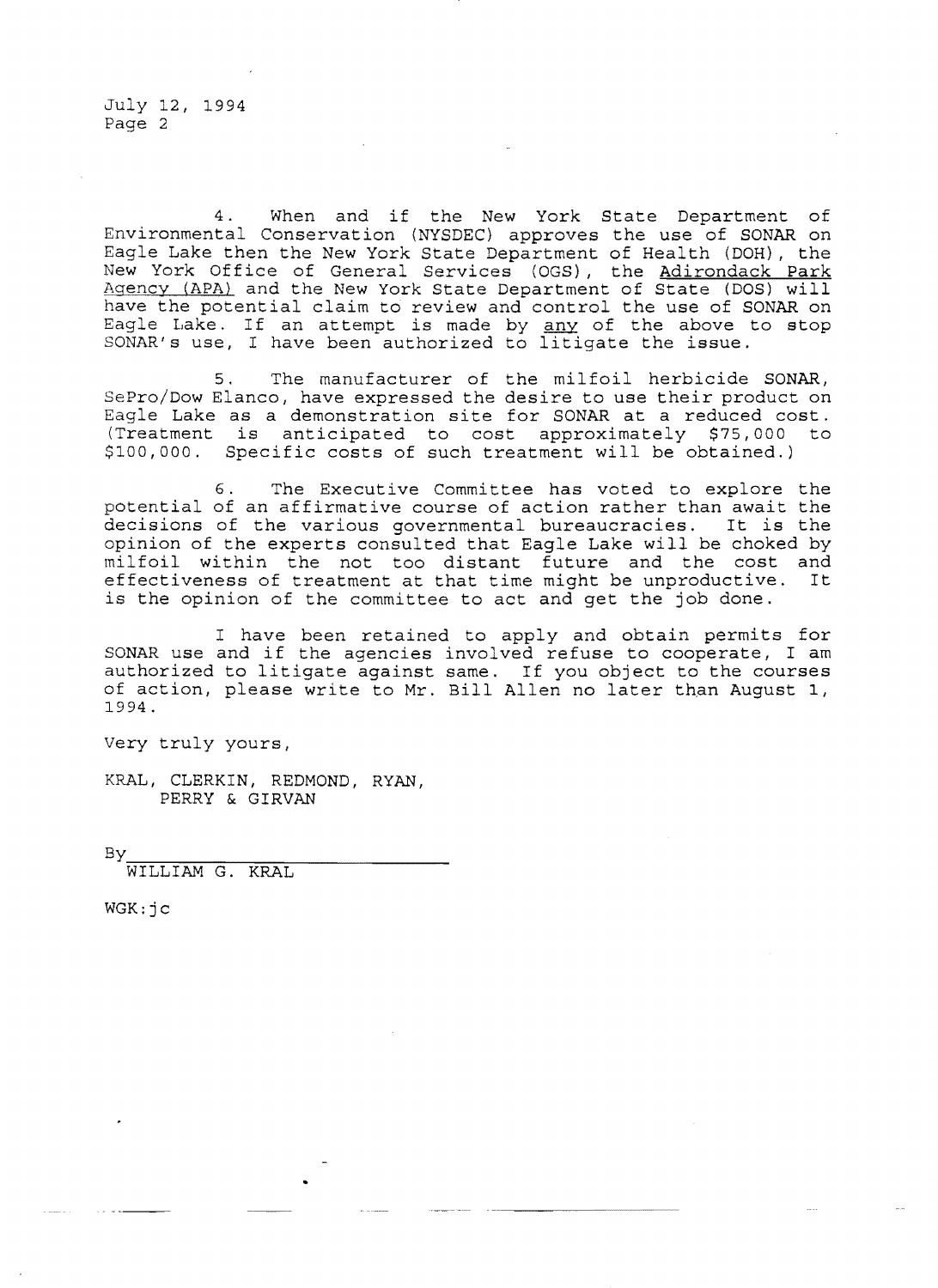4. When and if the New York State Department of Environmental Conservation (NYSDEC) approves the use of SONAR on Eagle Lake then the New York State Department of Health (DOH), the New York Office of General Services (OGS), the Adirondack Park Agency (APA) and the New York State Department of State (DOS) will have the potential claim to review and control the use of SONAR on Eagle Lake. If an attempt is made by any of the above to stop SONAR's use, I have been authorized to litigate the issue.

5. The manufacturer of the milfoil herbicide SONAR, SePro/Dow Elanco, have expressed the desire to use their product on Eagle Lake as a demonstration site for SONAR at a reduced cost. (Treatment is anticipated to cost approximately $75,000 to $100,000. Specific costs of such treatment will be obtained.)

6. The Executive Committee has voted to explore the potential of an affirmative course of action rather than await the decisions of the various governmental bureaucracies. It is the opinion of the experts consulted that Eagle Lake will be choked by milfoil within the not too distant future and the cost and effectiveness of treatment at that time might be unproductive. It is the opinion of the committee to act and get the job done.

I have been retained to apply and obtain permits for SONAR use and if the agencies involved refuse to cooperate, I am authorized to litigate against same. If you object to the courses of action, please write to Mr. Bill Allen no later than August 1, 1994.

Very truly yours,

KRAL, CLERKIN, REDMOND, RYAN,
PERRY & GIRVAN

By\_\_\_\_\_\_\_\_\_\_\_\_\_\_\_\_\_\_\_\_\_\_\_\_\_\_\_\_
WILLIAM G. KRAL

WGK:jc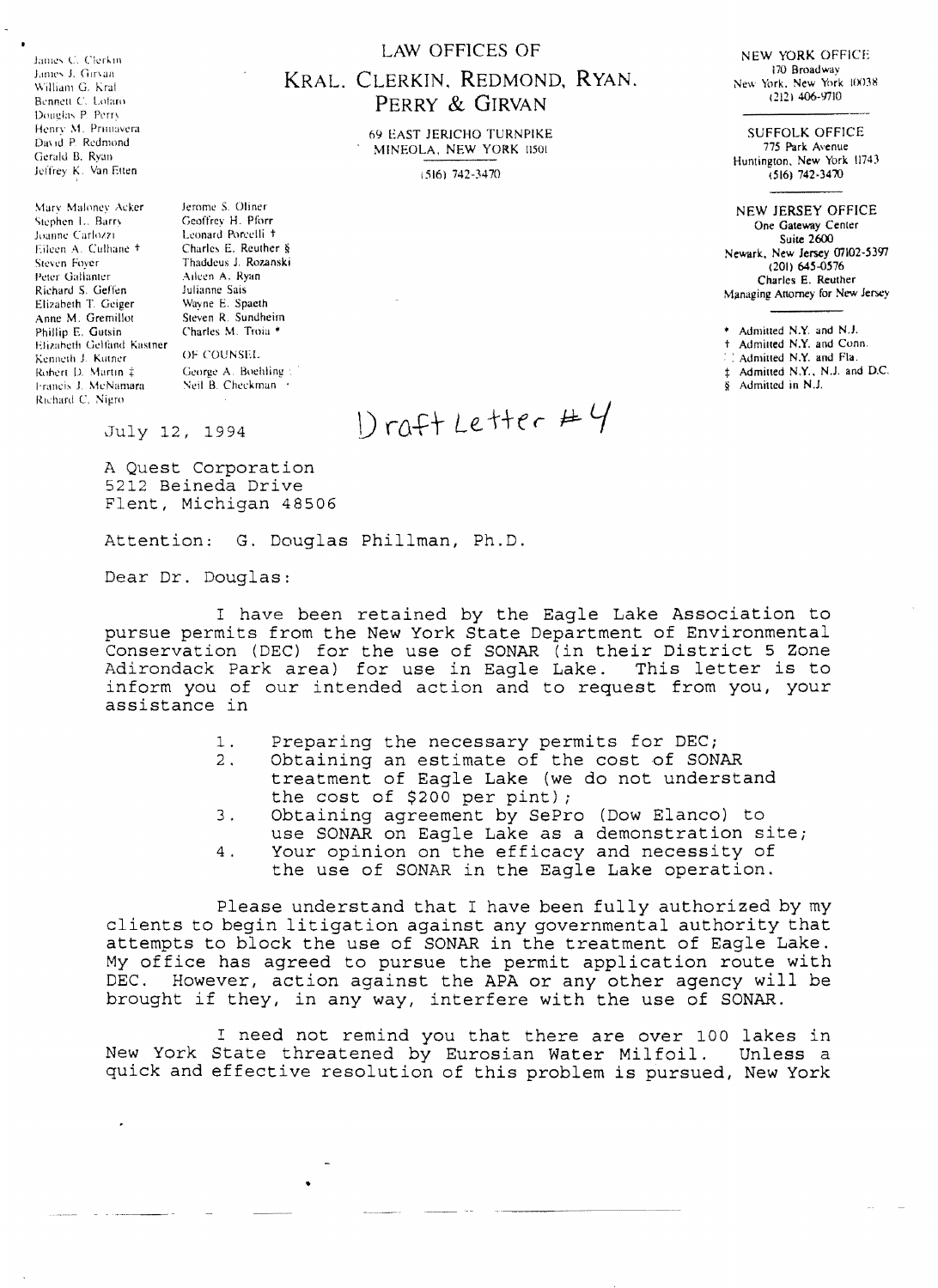James C. Clerkin
James J. Girvan
William G. Kral
Bennett C. Lolaro
Douglas P. Perry
Henry M. Primavera
David P. Redmond
Gerald B. Ryan
Jeffrey K. Van Etten

Mary Maloney Acker
Stephen L. Barry
Joanne Carlozzi
Eileen A. Culhane †
Steven Foyer
Peter Gallanter
Richard S. Geffen
Elizabeth T. Geiger
Anne M. Gremillot
Phillip E. Gutsin
Elizabeth Gelfand Kastner
Kenneth J. Kutner
Robert D. Martin ‡
Francis J. McNamara
Richard C. Nigro

Jerome S. Oliner
Geoffrey H. Pforr
Leonard Porcelli †
Charles E. Reuther §
Thaddeus J. Rozanski
Aileen A. Ryan
Julianne Sais
Wayne E. Spaeth
Steven R. Sundheim
Charles M. Troia *

OF COUNSEL
George A. Boehling
Neil B. Checkman

# LAW OFFICES OF
# KRAL, CLERKIN, REDMOND, RYAN, PERRY & GIRVAN

69 EAST JERICHO TURNPIKE
MINEOLA, NEW YORK 11501

(516) 742-3470

NEW YORK OFFICE
170 Broadway
New York, New York 10038
(212) 406-9710

SUFFOLK OFFICE
775 Park Avenue
Huntington, New York 11743
(516) 742-3470

NEW JERSEY OFFICE
One Gateway Center
Suite 2600
Newark, New Jersey 07102-5397
(201) 645-0576
Charles E. Reuther
Managing Attorney for New Jersey

\* Admitted N.Y. and N.J.
† Admitted N.Y. and Conn.
Admitted N.Y. and Fla.
‡ Admitted N.Y., N.J. and D.C.
§ Admitted in N.J.

July 12, 1994

Draft Letter #4

A Quest Corporation
5212 Beineda Drive
Flent, Michigan 48506

Attention: G. Douglas Phillman, Ph.D.

Dear Dr. Douglas:

I have been retained by the Eagle Lake Association to pursue permits from the New York State Department of Environmental Conservation (DEC) for the use of SONAR (in their District 5 Zone Adirondack Park area) for use in Eagle Lake. This letter is to inform you of our intended action and to request from you, your assistance in

1. Preparing the necessary permits for DEC;
2. Obtaining an estimate of the cost of SONAR treatment of Eagle Lake (we do not understand the cost of $200 per pint);
3. Obtaining agreement by SePro (Dow Elanco) to use SONAR on Eagle Lake as a demonstration site;
4. Your opinion on the efficacy and necessity of the use of SONAR in the Eagle Lake operation.

Please understand that I have been fully authorized by my clients to begin litigation against any governmental authority that attempts to block the use of SONAR in the treatment of Eagle Lake. My office has agreed to pursue the permit application route with DEC. However, action against the APA or any other agency will be brought if they, in any way, interfere with the use of SONAR.

I need not remind you that there are over 100 lakes in New York State threatened by Eurosian Water Milfoil. Unless a quick and effective resolution of this problem is pursued, New York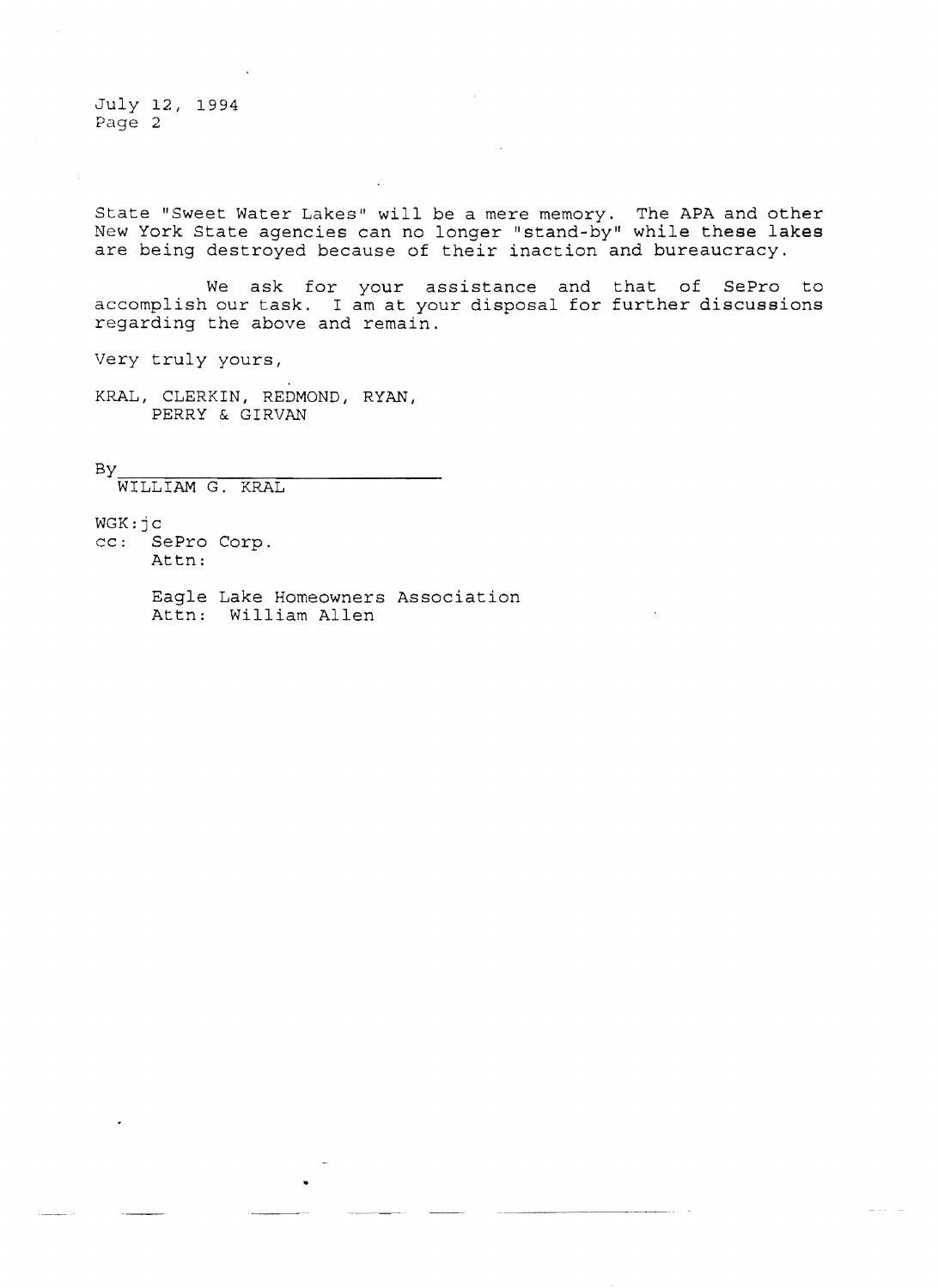State "Sweet Water Lakes" will be a mere memory. The APA and other New York State agencies can no longer "stand-by" while these lakes are being destroyed because of their inaction and bureaucracy.

We ask for your assistance and that of SePro to accomplish our task. I am at your disposal for further discussions regarding the above and remain.

Very truly yours,

KRAL, CLERKIN, REDMOND, RYAN,
PERRY & GIRVAN

By ______________________________
WILLIAM G. KRAL

WGK:jc

cc: SePro Corp.
Attn:

Eagle Lake Homeowners Association
Attn: William Allen